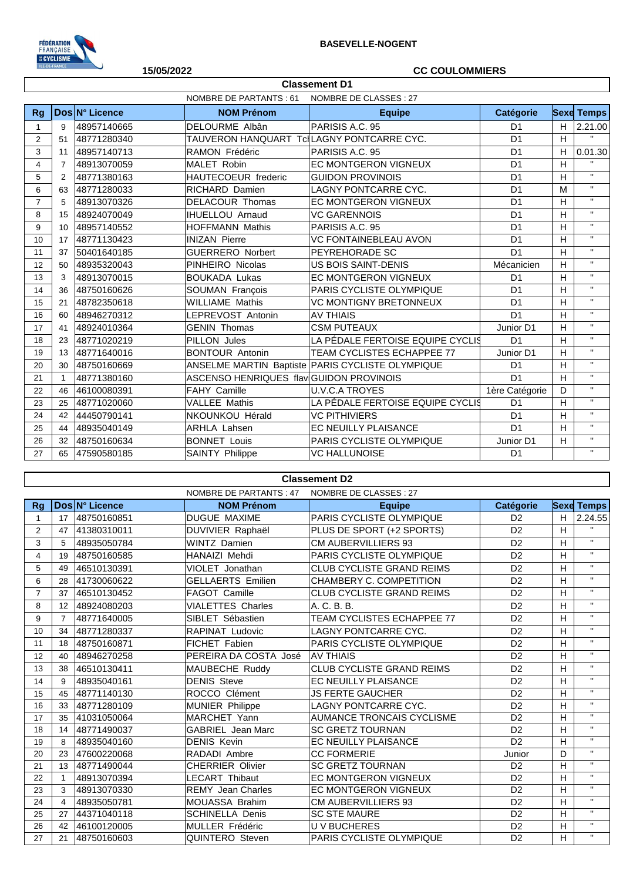BASEVELLE-NOGENT

15/05/2022

CC COULOMMIERS

## Classement D1

NOMBRE DE PARTANTS : 61   NOMBRE DE CLASSES : 27

| Rg | Dos | N° Licence | NOM Prénom | Equipe | Catégorie | Sexe | Temps |
|---|---|---|---|---|---|---|---|
| 1 | 9 | 48957140665 | DELOURME Albân | PARISIS A.C. 95 | D1 | H | 2.21.00 |
| 2 | 51 | 48771280340 | TAUVERON HANQUART Tc | LAGNY PONTCARRE CYC. | D1 | H | " |
| 3 | 11 | 48957140713 | RAMON Frédéric | PARISIS A.C. 95 | D1 | H | 0.01.30 |
| 4 | 7 | 48913070059 | MALET Robin | EC MONTGERON VIGNEUX | D1 | H | " |
| 5 | 2 | 48771380163 | HAUTECOEUR frederic | GUIDON PROVINOIS | D1 | H | " |
| 6 | 63 | 48771280033 | RICHARD Damien | LAGNY PONTCARRE CYC. | D1 | M | " |
| 7 | 5 | 48913070326 | DELACOUR Thomas | EC MONTGERON VIGNEUX | D1 | H | " |
| 8 | 15 | 48924070049 | IHUELLOU Arnaud | VC GARENNOIS | D1 | H | " |
| 9 | 10 | 48957140552 | HOFFMANN Mathis | PARISIS A.C. 95 | D1 | H | " |
| 10 | 17 | 48771130423 | INIZAN Pierre | VC FONTAINEBLEAU AVON | D1 | H | " |
| 11 | 37 | 50401640185 | GUERRERO Norbert | PEYREHORADE SC | D1 | H | " |
| 12 | 50 | 48935320043 | PINHEIRO Nicolas | US BOIS SAINT-DENIS | Mécanicien | H | " |
| 13 | 3 | 48913070015 | BOUKADA Lukas | EC MONTGERON VIGNEUX | D1 | H | " |
| 14 | 36 | 48750160626 | SOUMAN François | PARIS CYCLISTE OLYMPIQUE | D1 | H | " |
| 15 | 21 | 48782350618 | WILLIAME Mathis | VC MONTIGNY BRETONNEUX | D1 | H | " |
| 16 | 60 | 48946270312 | LEPREVOST Antonin | AV THIAIS | D1 | H | " |
| 17 | 41 | 48924010364 | GENIN Thomas | CSM PUTEAUX | Junior D1 | H | " |
| 18 | 23 | 48771020219 | PILLON Jules | LA PÉDALE FERTOISE EQUIPE CYCLIS | D1 | H | " |
| 19 | 13 | 48771640016 | BONTOUR Antonin | TEAM CYCLISTES ECHAPPEE 77 | Junior D1 | H | " |
| 20 | 30 | 48750160669 | ANSELME MARTIN Baptiste | PARIS CYCLISTE OLYMPIQUE | D1 | H | " |
| 21 | 1 | 48771380160 | ASCENSO HENRIQUES flav | GUIDON PROVINOIS | D1 | H | " |
| 22 | 46 | 46100080391 | FAHY Camille | U.V.C.A TROYES | 1ère Catégorie | D | " |
| 23 | 25 | 48771020060 | VALLEE Mathis | LA PÉDALE FERTOISE EQUIPE CYCLIS | D1 | H | " |
| 24 | 42 | 44450790141 | NKOUNKOU Hérald | VC PITHIVIERS | D1 | H | " |
| 25 | 44 | 48935040149 | ARHLA Lahsen | EC NEUILLY PLAISANCE | D1 | H | " |
| 26 | 32 | 48750160634 | BONNET Louis | PARIS CYCLISTE OLYMPIQUE | Junior D1 | H | " |
| 27 | 65 | 47590580185 | SAINTY Philippe | VC HALLUNOISE | D1 | | " |

## Classement D2

NOMBRE DE PARTANTS : 47   NOMBRE DE CLASSES : 27

| Rg | Dos | N° Licence | NOM Prénom | Equipe | Catégorie | Sexe | Temps |
|---|---|---|---|---|---|---|---|
| 1 | 17 | 48750160851 | DUGUE MAXIME | PARIS CYCLISTE OLYMPIQUE | D2 | H | 2.24.55 |
| 2 | 47 | 41380310011 | DUVIVIER Raphaël | PLUS DE SPORT (+2 SPORTS) | D2 | H | " |
| 3 | 5 | 48935050784 | WINTZ Damien | CM AUBERVILLIERS 93 | D2 | H | " |
| 4 | 19 | 48750160585 | HANAIZI Mehdi | PARIS CYCLISTE OLYMPIQUE | D2 | H | " |
| 5 | 49 | 46510130391 | VIOLET Jonathan | CLUB CYCLISTE GRAND REIMS | D2 | H | " |
| 6 | 28 | 41730060622 | GELLAERTS Emilien | CHAMBERY C. COMPETITION | D2 | H | " |
| 7 | 37 | 46510130452 | FAGOT Camille | CLUB CYCLISTE GRAND REIMS | D2 | H | " |
| 8 | 12 | 48924080203 | VIALETTES Charles | A. C. B. B. | D2 | H | " |
| 9 | 7 | 48771640005 | SIBLET Sébastien | TEAM CYCLISTES ECHAPPEE 77 | D2 | H | " |
| 10 | 34 | 48771280337 | RAPINAT Ludovic | LAGNY PONTCARRE CYC. | D2 | H | " |
| 11 | 18 | 48750160871 | FICHET Fabien | PARIS CYCLISTE OLYMPIQUE | D2 | H | " |
| 12 | 40 | 48946270258 | PEREIRA DA COSTA José | AV THIAIS | D2 | H | " |
| 13 | 38 | 46510130411 | MAUBECHE Ruddy | CLUB CYCLISTE GRAND REIMS | D2 | H | " |
| 14 | 9 | 48935040161 | DENIS Steve | EC NEUILLY PLAISANCE | D2 | H | " |
| 15 | 45 | 48771140130 | ROCCO Clément | JS FERTE GAUCHER | D2 | H | " |
| 16 | 33 | 48771280109 | MUNIER Philippe | LAGNY PONTCARRE CYC. | D2 | H | " |
| 17 | 35 | 41031050064 | MARCHET Yann | AUMANCE TRONCAIS CYCLISME | D2 | H | " |
| 18 | 14 | 48771490037 | GABRIEL Jean Marc | SC GRETZ TOURNAN | D2 | H | " |
| 19 | 8 | 48935040160 | DENIS Kevin | EC NEUILLY PLAISANCE | D2 | H | " |
| 20 | 23 | 47600220068 | RADADI Ambre | CC FORMERIE | Junior | D | " |
| 21 | 13 | 48771490044 | CHERRIER Olivier | SC GRETZ TOURNAN | D2 | H | " |
| 22 | 1 | 48913070394 | LECART Thibaut | EC MONTGERON VIGNEUX | D2 | H | " |
| 23 | 3 | 48913070330 | REMY Jean Charles | EC MONTGERON VIGNEUX | D2 | H | " |
| 24 | 4 | 48935050781 | MOUASSA Brahim | CM AUBERVILLIERS 93 | D2 | H | " |
| 25 | 27 | 44371040118 | SCHINELLA Denis | SC STE MAURE | D2 | H | " |
| 26 | 42 | 46100120005 | MULLER Frédéric | U V BUCHERES | D2 | H | " |
| 27 | 21 | 48750160603 | QUINTERO Steven | PARIS CYCLISTE OLYMPIQUE | D2 | H | " |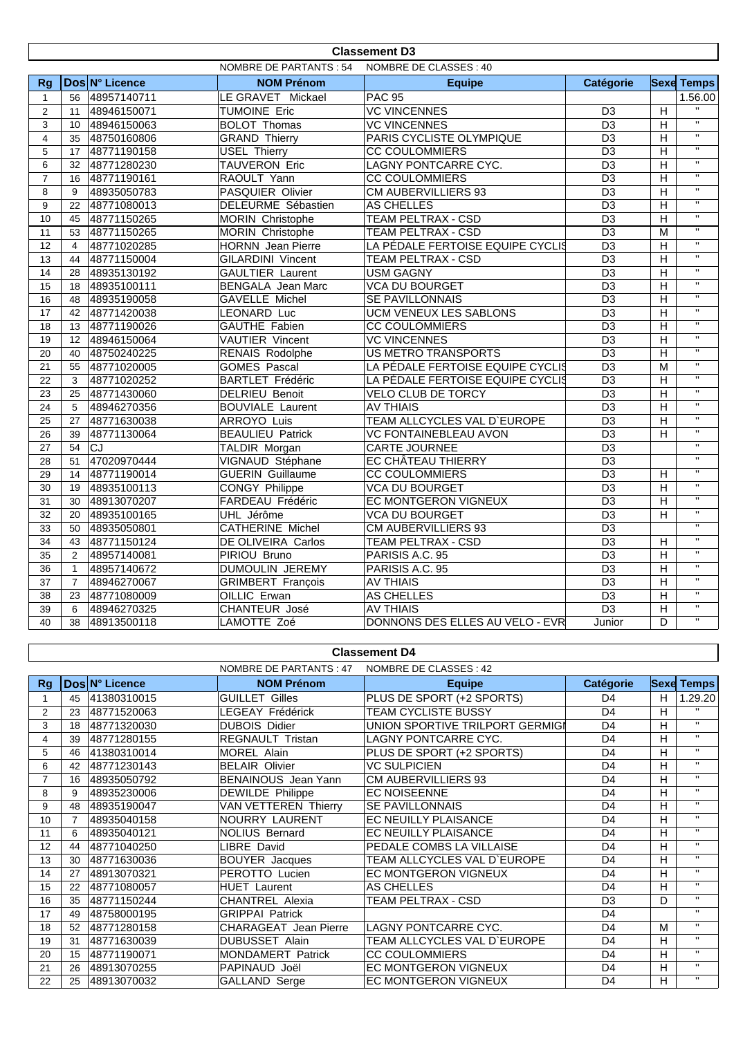## Classement D3

NOMBRE DE PARTANTS : 54    NOMBRE DE CLASSES : 40

| Rg | Dos | N° Licence | NOM Prénom | Equipe | Catégorie | Sexe | Temps |
|---|---|---|---|---|---|---|---|
| 1 | 56 | 48957140711 | LE GRAVET Mickael | PAC 95 | | | 1.56.00 |
| 2 | 11 | 48946150071 | TUMOINE Eric | VC VINCENNES | D3 | H | " |
| 3 | 10 | 48946150063 | BOLOT Thomas | VC VINCENNES | D3 | H | " |
| 4 | 35 | 48750160806 | GRAND Thierry | PARIS CYCLISTE OLYMPIQUE | D3 | H | " |
| 5 | 17 | 48771190158 | USEL Thierry | CC COULOMMIERS | D3 | H | " |
| 6 | 32 | 48771280230 | TAUVERON Eric | LAGNY PONTCARRE CYC. | D3 | H | " |
| 7 | 16 | 48771190161 | RAOULT Yann | CC COULOMMIERS | D3 | H | " |
| 8 | 9 | 48935050783 | PASQUIER Olivier | CM AUBERVILLIERS 93 | D3 | H | " |
| 9 | 22 | 48771080013 | DELEURME Sébastien | AS CHELLES | D3 | H | " |
| 10 | 45 | 48771150265 | MORIN Christophe | TEAM PELTRAX - CSD | D3 | H | " |
| 11 | 53 | 48771150265 | MORIN Christophe | TEAM PELTRAX - CSD | D3 | M | " |
| 12 | 4 | 48771020285 | HORNN Jean Pierre | LA PÉDALE FERTOISE EQUIPE CYCLIS | D3 | H | " |
| 13 | 44 | 48771150004 | GILARDINI Vincent | TEAM PELTRAX - CSD | D3 | H | " |
| 14 | 28 | 48935130192 | GAULTIER Laurent | USM GAGNY | D3 | H | " |
| 15 | 18 | 48935100111 | BENGALA Jean Marc | VCA DU BOURGET | D3 | H | " |
| 16 | 48 | 48935190058 | GAVELLE Michel | SE PAVILLONNAIS | D3 | H | " |
| 17 | 42 | 48771420038 | LEONARD Luc | UCM VENEUX LES SABLONS | D3 | H | " |
| 18 | 13 | 48771190026 | GAUTHE Fabien | CC COULOMMIERS | D3 | H | " |
| 19 | 12 | 48946150064 | VAUTIER Vincent | VC VINCENNES | D3 | H | " |
| 20 | 40 | 48750240225 | RENAIS Rodolphe | US METRO TRANSPORTS | D3 | H | " |
| 21 | 55 | 48771020005 | GOMES Pascal | LA PÉDALE FERTOISE EQUIPE CYCLIS | D3 | M | " |
| 22 | 3 | 48771020252 | BARTLET Frédéric | LA PÉDALE FERTOISE EQUIPE CYCLIS | D3 | H | " |
| 23 | 25 | 48771430060 | DELRIEU Benoit | VELO CLUB DE TORCY | D3 | H | " |
| 24 | 5 | 48946270356 | BOUVIALE Laurent | AV THIAIS | D3 | H | " |
| 25 | 27 | 48771630038 | ARROYO Luis | TEAM ALLCYCLES VAL D`EUROPE | D3 | H | " |
| 26 | 39 | 48771130064 | BEAULIEU Patrick | VC FONTAINEBLEAU AVON | D3 | H | " |
| 27 | 54 | CJ | TALDIR Morgan | CARTE JOURNEE | D3 | | " |
| 28 | 51 | 47020970444 | VIGNAUD Stéphane | EC CHÂTEAU THIERRY | D3 | | " |
| 29 | 14 | 48771190014 | GUERIN Guillaume | CC COULOMMIERS | D3 | H | " |
| 30 | 19 | 48935100113 | CONGY Philippe | VCA DU BOURGET | D3 | H | " |
| 31 | 30 | 48913070207 | FARDEAU Frédéric | EC MONTGERON VIGNEUX | D3 | H | " |
| 32 | 20 | 48935100165 | UHL Jérôme | VCA DU BOURGET | D3 | H | " |
| 33 | 50 | 48935050801 | CATHERINE Michel | CM AUBERVILLIERS 93 | D3 | | " |
| 34 | 43 | 48771150124 | DE OLIVEIRA Carlos | TEAM PELTRAX - CSD | D3 | H | " |
| 35 | 2 | 48957140081 | PIRIOU Bruno | PARISIS A.C. 95 | D3 | H | " |
| 36 | 1 | 48957140672 | DUMOULIN JEREMY | PARISIS A.C. 95 | D3 | H | " |
| 37 | 7 | 48946270067 | GRIMBERT François | AV THIAIS | D3 | H | " |
| 38 | 23 | 48771080009 | OILLIC Erwan | AS CHELLES | D3 | H | " |
| 39 | 6 | 48946270325 | CHANTEUR José | AV THIAIS | D3 | H | " |
| 40 | 38 | 48913500118 | LAMOTTE Zoé | DONNONS DES ELLES AU VELO - EVR | Junior | D | " |

## Classement D4

NOMBRE DE PARTANTS : 47    NOMBRE DE CLASSES : 42

| Rg | Dos | N° Licence | NOM Prénom | Equipe | Catégorie | Sexe | Temps |
|---|---|---|---|---|---|---|---|
| 1 | 45 | 41380310015 | GUILLET Gilles | PLUS DE SPORT (+2 SPORTS) | D4 | H | 1.29.20 |
| 2 | 23 | 48771520063 | LEGEAY Frédérick | TEAM CYCLISTE BUSSY | D4 | H | " |
| 3 | 18 | 48771320030 | DUBOIS Didier | UNION SPORTIVE TRILPORT GERMIGI | D4 | H | " |
| 4 | 39 | 48771280155 | REGNAULT Tristan | LAGNY PONTCARRE CYC. | D4 | H | " |
| 5 | 46 | 41380310014 | MOREL Alain | PLUS DE SPORT (+2 SPORTS) | D4 | H | " |
| 6 | 42 | 48771230143 | BELAIR Olivier | VC SULPICIEN | D4 | H | " |
| 7 | 16 | 48935050792 | BENAINOUS Jean Yann | CM AUBERVILLIERS 93 | D4 | H | " |
| 8 | 9 | 48935230006 | DEWILDE Philippe | EC NOISEENNE | D4 | H | " |
| 9 | 48 | 48935190047 | VAN VETTEREN Thierry | SE PAVILLONNAIS | D4 | H | " |
| 10 | 7 | 48935040158 | NOURRY LAURENT | EC NEUILLY PLAISANCE | D4 | H | " |
| 11 | 6 | 48935040121 | NOLIUS Bernard | EC NEUILLY PLAISANCE | D4 | H | " |
| 12 | 44 | 48771040250 | LIBRE David | PEDALE COMBS LA VILLAISE | D4 | H | " |
| 13 | 30 | 48771630036 | BOUYER Jacques | TEAM ALLCYCLES VAL D`EUROPE | D4 | H | " |
| 14 | 27 | 48913070321 | PEROTTO Lucien | EC MONTGERON VIGNEUX | D4 | H | " |
| 15 | 22 | 48771080057 | HUET Laurent | AS CHELLES | D4 | H | " |
| 16 | 35 | 48771150244 | CHANTREL Alexia | TEAM PELTRAX - CSD | D3 | D | " |
| 17 | 49 | 48758000195 | GRIPPAI Patrick | | D4 | | " |
| 18 | 52 | 48771280158 | CHARAGEAT Jean Pierre | LAGNY PONTCARRE CYC. | D4 | M | " |
| 19 | 31 | 48771630039 | DUBUSSET Alain | TEAM ALLCYCLES VAL D`EUROPE | D4 | H | " |
| 20 | 15 | 48771190071 | MONDAMERT Patrick | CC COULOMMIERS | D4 | H | " |
| 21 | 26 | 48913070255 | PAPINAUD Joël | EC MONTGERON VIGNEUX | D4 | H | " |
| 22 | 25 | 48913070032 | GALLAND Serge | EC MONTGERON VIGNEUX | D4 | H | " |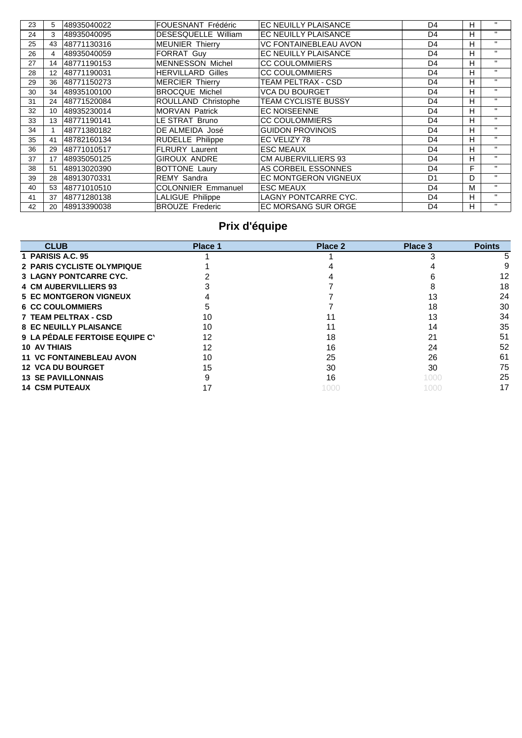| | | | | | | | |
|---|---|---|---|---|---|---|---|
| 23 | 5 | 48935040022 | FOUESNANT Frédéric | EC NEUILLY PLAISANCE | D4 | H | " |
| 24 | 3 | 48935040095 | DESESQUELLE William | EC NEUILLY PLAISANCE | D4 | H | " |
| 25 | 43 | 48771130316 | MEUNIER Thierry | VC FONTAINEBLEAU AVON | D4 | H | " |
| 26 | 4 | 48935040059 | FORRAT Guy | EC NEUILLY PLAISANCE | D4 | H | " |
| 27 | 14 | 48771190153 | MENNESSON Michel | CC COULOMMIERS | D4 | H | " |
| 28 | 12 | 48771190031 | HERVILLARD Gilles | CC COULOMMIERS | D4 | H | " |
| 29 | 36 | 48771150273 | MERCIER Thierry | TEAM PELTRAX - CSD | D4 | H | " |
| 30 | 34 | 48935100100 | BROCQUE Michel | VCA DU BOURGET | D4 | H | " |
| 31 | 24 | 48771520084 | ROULLAND Christophe | TEAM CYCLISTE BUSSY | D4 | H | " |
| 32 | 10 | 48935230014 | MORVAN Patrick | EC NOISEENNE | D4 | H | " |
| 33 | 13 | 48771190141 | LE STRAT Bruno | CC COULOMMIERS | D4 | H | " |
| 34 | 1 | 48771380182 | DE ALMEIDA José | GUIDON PROVINOIS | D4 | H | " |
| 35 | 41 | 48782160134 | RUDELLE Philippe | EC VELIZY 78 | D4 | H | " |
| 36 | 29 | 48771010517 | FLRURY Laurent | ESC MEAUX | D4 | H | " |
| 37 | 17 | 48935050125 | GIROUX ANDRE | CM AUBERVILLIERS 93 | D4 | H | " |
| 38 | 51 | 48913020390 | BOTTONE Laury | AS CORBEIL ESSONNES | D4 | F | " |
| 39 | 28 | 48913070331 | REMY Sandra | EC MONTGERON VIGNEUX | D1 | D | " |
| 40 | 53 | 48771010510 | COLONNIER Emmanuel | ESC MEAUX | D4 | M | " |
| 41 | 37 | 48771280138 | LALIGUE Philippe | LAGNY PONTCARRE CYC. | D4 | H | " |
| 42 | 20 | 48913390038 | BROUZE Frederic | EC MORSANG SUR ORGE | D4 | H | " |

## Prix d'équipe

| CLUB | Place 1 | Place 2 | Place 3 | Points |
|---|---|---|---|---|
| **1 PARISIS A.C. 95** | 1 | 1 | 3 | 5 |
| **2 PARIS CYCLISTE OLYMPIQUE** | 1 | 4 | 4 | 9 |
| **3 LAGNY PONTCARRE CYC.** | 2 | 4 | 6 | 12 |
| **4 CM AUBERVILLIERS 93** | 3 | 7 | 8 | 18 |
| **5 EC MONTGERON VIGNEUX** | 4 | 7 | 13 | 24 |
| **6 CC COULOMMIERS** | 5 | 7 | 18 | 30 |
| **7 TEAM PELTRAX - CSD** | 10 | 11 | 13 | 34 |
| **8 EC NEUILLY PLAISANCE** | 10 | 11 | 14 | 35 |
| **9 LA PÉDALE FERTOISE EQUIPE C'** | 12 | 18 | 21 | 51 |
| **10 AV THIAIS** | 12 | 16 | 24 | 52 |
| **11 VC FONTAINEBLEAU AVON** | 10 | 25 | 26 | 61 |
| **12 VCA DU BOURGET** | 15 | 30 | 30 | 75 |
| **13 SE PAVILLONNAIS** | 9 | 16 | 1000 | 25 |
| **14 CSM PUTEAUX** | 17 | 1000 | 1000 | 17 |